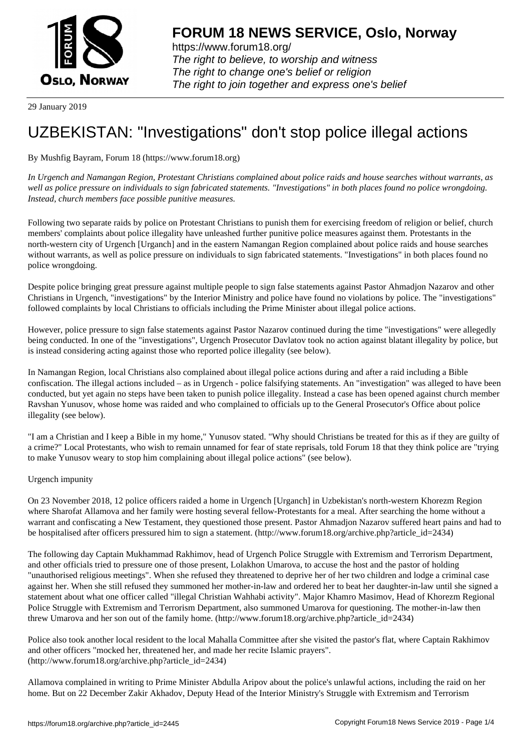# FORUM 18 NEWS SERVICE, Oslo, Norway

https://www.forum18.org/
*The right to believe, to worship and witness*
*The right to change one's belief or religion*
*The right to join together and express one's belief*

29 January 2019

# UZBEKISTAN: "Investigations" don't stop police illegal actions

By Mushfig Bayram, Forum 18 (https://www.forum18.org)

*In Urgench and Namangan Region, Protestant Christians complained about police raids and house searches without warrants, as well as police pressure on individuals to sign fabricated statements. "Investigations" in both places found no police wrongdoing. Instead, church members face possible punitive measures.*

Following two separate raids by police on Protestant Christians to punish them for exercising freedom of religion or belief, church members' complaints about police illegality have unleashed further punitive police measures against them. Protestants in the north-western city of Urgench [Urganch] and in the eastern Namangan Region complained about police raids and house searches without warrants, as well as police pressure on individuals to sign fabricated statements. "Investigations" in both places found no police wrongdoing.

Despite police bringing great pressure against multiple people to sign false statements against Pastor Ahmadjon Nazarov and other Christians in Urgench, "investigations" by the Interior Ministry and police have found no violations by police. The "investigations" followed complaints by local Christians to officials including the Prime Minister about illegal police actions.

However, police pressure to sign false statements against Pastor Nazarov continued during the time "investigations" were allegedly being conducted. In one of the "investigations", Urgench Prosecutor Davlatov took no action against blatant illegality by police, but is instead considering acting against those who reported police illegality (see below).

In Namangan Region, local Christians also complained about illegal police actions during and after a raid including a Bible confiscation. The illegal actions included – as in Urgench - police falsifying statements. An "investigation" was alleged to have been conducted, but yet again no steps have been taken to punish police illegality. Instead a case has been opened against church member Ravshan Yunusov, whose home was raided and who complained to officials up to the General Prosecutor's Office about police illegality (see below).

"I am a Christian and I keep a Bible in my home," Yunusov stated. "Why should Christians be treated for this as if they are guilty of a crime?" Local Protestants, who wish to remain unnamed for fear of state reprisals, told Forum 18 that they think police are "trying to make Yunusov weary to stop him complaining about illegal police actions" (see below).

Urgench impunity

On 23 November 2018, 12 police officers raided a home in Urgench [Urganch] in Uzbekistan's north-western Khorezm Region where Sharofat Allamova and her family were hosting several fellow-Protestants for a meal. After searching the home without a warrant and confiscating a New Testament, they questioned those present. Pastor Ahmadjon Nazarov suffered heart pains and had to be hospitalised after officers pressured him to sign a statement. (http://www.forum18.org/archive.php?article_id=2434)

The following day Captain Mukhammad Rakhimov, head of Urgench Police Struggle with Extremism and Terrorism Department, and other officials tried to pressure one of those present, Lolakhon Umarova, to accuse the host and the pastor of holding "unauthorised religious meetings". When she refused they threatened to deprive her of her two children and lodge a criminal case against her. When she still refused they summoned her mother-in-law and ordered her to beat her daughter-in-law until she signed a statement about what one officer called "illegal Christian Wahhabi activity". Major Khamro Masimov, Head of Khorezm Regional Police Struggle with Extremism and Terrorism Department, also summoned Umarova for questioning. The mother-in-law then threw Umarova and her son out of the family home. (http://www.forum18.org/archive.php?article_id=2434)

Police also took another local resident to the local Mahalla Committee after she visited the pastor's flat, where Captain Rakhimov and other officers "mocked her, threatened her, and made her recite Islamic prayers". (http://www.forum18.org/archive.php?article_id=2434)

Allamova complained in writing to Prime Minister Abdulla Aripov about the police's unlawful actions, including the raid on her home. But on 22 December Zakir Akhadov, Deputy Head of the Interior Ministry's Struggle with Extremism and Terrorism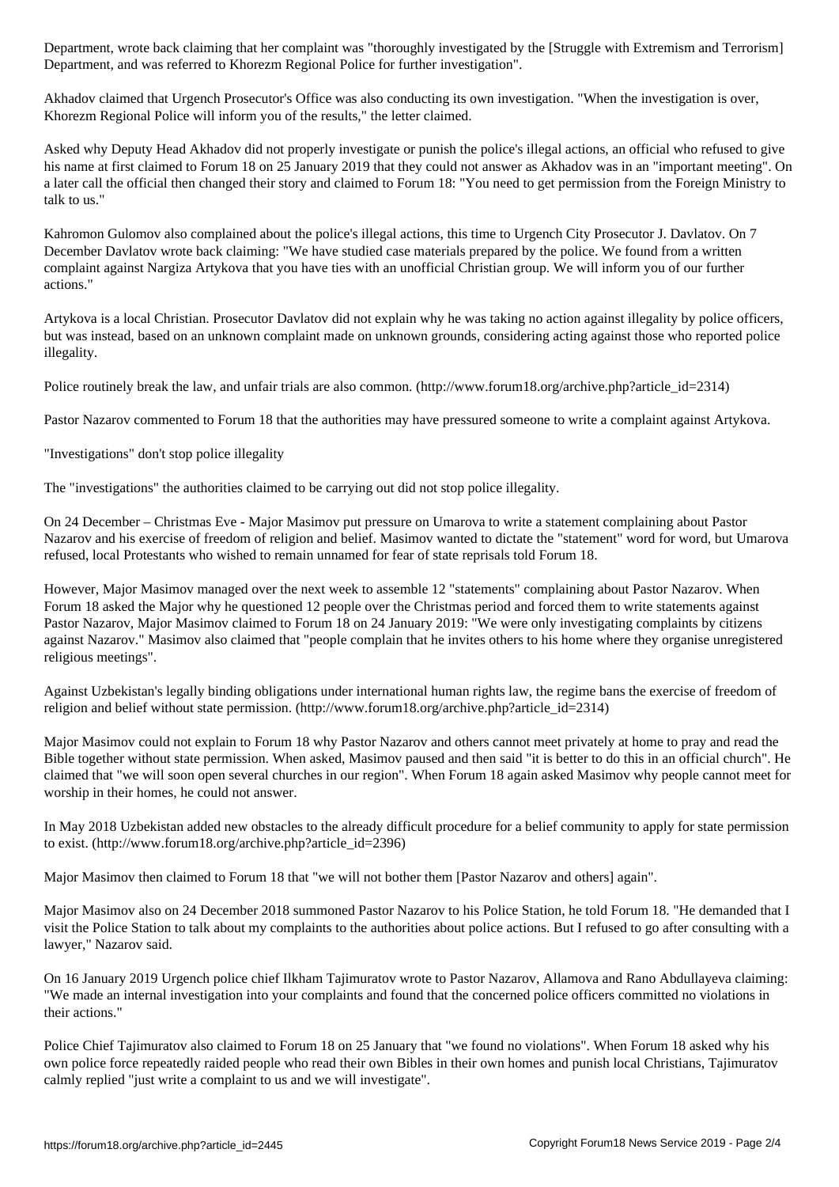Department, wrote back claiming that her complaint was "thoroughly investigated by the [Struggle with Extremism and Terrorism] Department, and was referred to Khorezm Regional Police for further investigation".

Akhadov claimed that Urgench Prosecutor's Office was also conducting its own investigation. "When the investigation is over, Khorezm Regional Police will inform you of the results," the letter claimed.

Asked why Deputy Head Akhadov did not properly investigate or punish the police's illegal actions, an official who refused to give his name at first claimed to Forum 18 on 25 January 2019 that they could not answer as Akhadov was in an "important meeting". On a later call the official then changed their story and claimed to Forum 18: "You need to get permission from the Foreign Ministry to talk to us."

Kahromon Gulomov also complained about the police's illegal actions, this time to Urgench City Prosecutor J. Davlatov. On 7 December Davlatov wrote back claiming: "We have studied case materials prepared by the police. We found from a written complaint against Nargiza Artykova that you have ties with an unofficial Christian group. We will inform you of our further actions."

Artykova is a local Christian. Prosecutor Davlatov did not explain why he was taking no action against illegality by police officers, but was instead, based on an unknown complaint made on unknown grounds, considering acting against those who reported police illegality.

Police routinely break the law, and unfair trials are also common. (http://www.forum18.org/archive.php?article_id=2314)

Pastor Nazarov commented to Forum 18 that the authorities may have pressured someone to write a complaint against Artykova.

"Investigations" don't stop police illegality

The "investigations" the authorities claimed to be carrying out did not stop police illegality.

On 24 December – Christmas Eve - Major Masimov put pressure on Umarova to write a statement complaining about Pastor Nazarov and his exercise of freedom of religion and belief. Masimov wanted to dictate the "statement" word for word, but Umarova refused, local Protestants who wished to remain unnamed for fear of state reprisals told Forum 18.

However, Major Masimov managed over the next week to assemble 12 "statements" complaining about Pastor Nazarov. When Forum 18 asked the Major why he questioned 12 people over the Christmas period and forced them to write statements against Pastor Nazarov, Major Masimov claimed to Forum 18 on 24 January 2019: "We were only investigating complaints by citizens against Nazarov." Masimov also claimed that "people complain that he invites others to his home where they organise unregistered religious meetings".

Against Uzbekistan's legally binding obligations under international human rights law, the regime bans the exercise of freedom of religion and belief without state permission. (http://www.forum18.org/archive.php?article_id=2314)

Major Masimov could not explain to Forum 18 why Pastor Nazarov and others cannot meet privately at home to pray and read the Bible together without state permission. When asked, Masimov paused and then said "it is better to do this in an official church". He claimed that "we will soon open several churches in our region". When Forum 18 again asked Masimov why people cannot meet for worship in their homes, he could not answer.

In May 2018 Uzbekistan added new obstacles to the already difficult procedure for a belief community to apply for state permission to exist. (http://www.forum18.org/archive.php?article_id=2396)

Major Masimov then claimed to Forum 18 that "we will not bother them [Pastor Nazarov and others] again".

Major Masimov also on 24 December 2018 summoned Pastor Nazarov to his Police Station, he told Forum 18. "He demanded that I visit the Police Station to talk about my complaints to the authorities about police actions. But I refused to go after consulting with a lawyer," Nazarov said.

On 16 January 2019 Urgench police chief Ilkham Tajimuratov wrote to Pastor Nazarov, Allamova and Rano Abdullayeva claiming: "We made an internal investigation into your complaints and found that the concerned police officers committed no violations in their actions."

Police Chief Tajimuratov also claimed to Forum 18 on 25 January that "we found no violations". When Forum 18 asked why his own police force repeatedly raided people who read their own Bibles in their own homes and punish local Christians, Tajimuratov calmly replied "just write a complaint to us and we will investigate".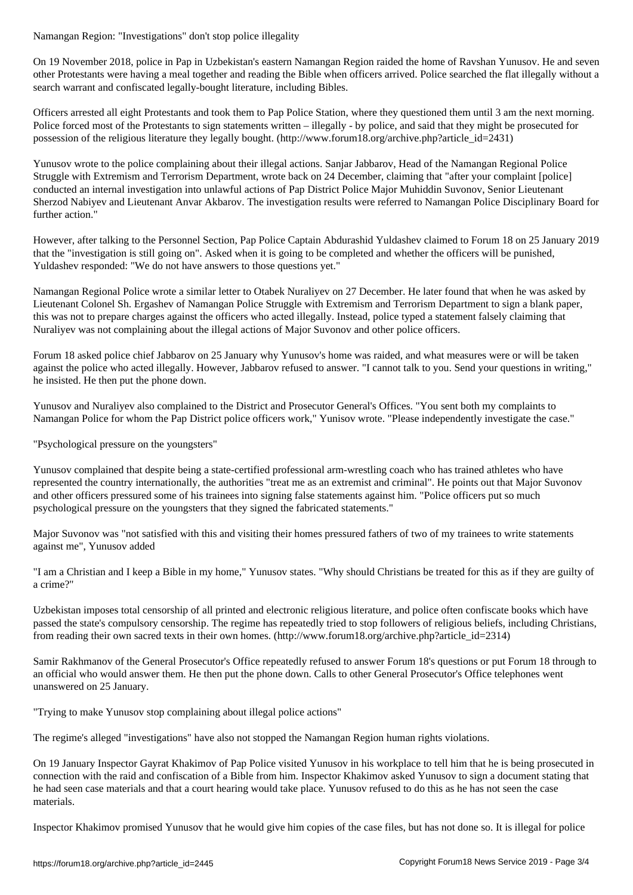Namangan Region: "Investigations" don't stop police illegality

On 19 November 2018, police in Pap in Uzbekistan's eastern Namangan Region raided the home of Ravshan Yunusov. He and seven other Protestants were having a meal together and reading the Bible when officers arrived. Police searched the flat illegally without a search warrant and confiscated legally-bought literature, including Bibles.

Officers arrested all eight Protestants and took them to Pap Police Station, where they questioned them until 3 am the next morning. Police forced most of the Protestants to sign statements written – illegally - by police, and said that they might be prosecuted for possession of the religious literature they legally bought. (http://www.forum18.org/archive.php?article_id=2431)

Yunusov wrote to the police complaining about their illegal actions. Sanjar Jabbarov, Head of the Namangan Regional Police Struggle with Extremism and Terrorism Department, wrote back on 24 December, claiming that "after your complaint [police] conducted an internal investigation into unlawful actions of Pap District Police Major Muhiddin Suvonov, Senior Lieutenant Sherzod Nabiyev and Lieutenant Anvar Akbarov. The investigation results were referred to Namangan Police Disciplinary Board for further action."

However, after talking to the Personnel Section, Pap Police Captain Abdurashid Yuldashev claimed to Forum 18 on 25 January 2019 that the "investigation is still going on". Asked when it is going to be completed and whether the officers will be punished, Yuldashev responded: "We do not have answers to those questions yet."

Namangan Regional Police wrote a similar letter to Otabek Nuraliyev on 27 December. He later found that when he was asked by Lieutenant Colonel Sh. Ergashev of Namangan Police Struggle with Extremism and Terrorism Department to sign a blank paper, this was not to prepare charges against the officers who acted illegally. Instead, police typed a statement falsely claiming that Nuraliyev was not complaining about the illegal actions of Major Suvonov and other police officers.

Forum 18 asked police chief Jabbarov on 25 January why Yunusov's home was raided, and what measures were or will be taken against the police who acted illegally. However, Jabbarov refused to answer. "I cannot talk to you. Send your questions in writing," he insisted. He then put the phone down.

Yunusov and Nuraliyev also complained to the District and Prosecutor General's Offices. "You sent both my complaints to Namangan Police for whom the Pap District police officers work," Yunisov wrote. "Please independently investigate the case."

"Psychological pressure on the youngsters"

Yunusov complained that despite being a state-certified professional arm-wrestling coach who has trained athletes who have represented the country internationally, the authorities "treat me as an extremist and criminal". He points out that Major Suvonov and other officers pressured some of his trainees into signing false statements against him. "Police officers put so much psychological pressure on the youngsters that they signed the fabricated statements."

Major Suvonov was "not satisfied with this and visiting their homes pressured fathers of two of my trainees to write statements against me", Yunusov added

"I am a Christian and I keep a Bible in my home," Yunusov states. "Why should Christians be treated for this as if they are guilty of a crime?"

Uzbekistan imposes total censorship of all printed and electronic religious literature, and police often confiscate books which have passed the state's compulsory censorship. The regime has repeatedly tried to stop followers of religious beliefs, including Christians, from reading their own sacred texts in their own homes. (http://www.forum18.org/archive.php?article_id=2314)

Samir Rakhmanov of the General Prosecutor's Office repeatedly refused to answer Forum 18's questions or put Forum 18 through to an official who would answer them. He then put the phone down. Calls to other General Prosecutor's Office telephones went unanswered on 25 January.

"Trying to make Yunusov stop complaining about illegal police actions"

The regime's alleged "investigations" have also not stopped the Namangan Region human rights violations.

On 19 January Inspector Gayrat Khakimov of Pap Police visited Yunusov in his workplace to tell him that he is being prosecuted in connection with the raid and confiscation of a Bible from him. Inspector Khakimov asked Yunusov to sign a document stating that he had seen case materials and that a court hearing would take place. Yunusov refused to do this as he has not seen the case materials.

Inspector Khakimov promised Yunusov that he would give him copies of the case files, but has not done so. It is illegal for police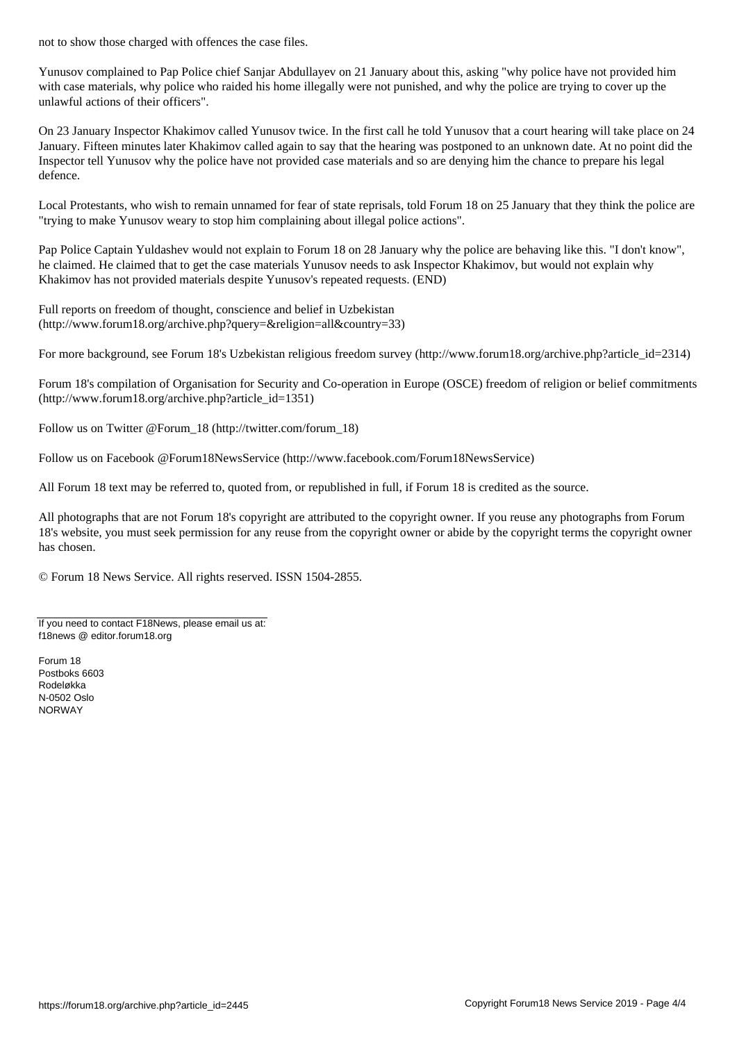not to show those charged with offences the case files.

Yunusov complained to Pap Police chief Sanjar Abdullayev on 21 January about this, asking "why police have not provided him with case materials, why police who raided his home illegally were not punished, and why the police are trying to cover up the unlawful actions of their officers".

On 23 January Inspector Khakimov called Yunusov twice. In the first call he told Yunusov that a court hearing will take place on 24 January. Fifteen minutes later Khakimov called again to say that the hearing was postponed to an unknown date. At no point did the Inspector tell Yunusov why the police have not provided case materials and so are denying him the chance to prepare his legal defence.

Local Protestants, who wish to remain unnamed for fear of state reprisals, told Forum 18 on 25 January that they think the police are "trying to make Yunusov weary to stop him complaining about illegal police actions".

Pap Police Captain Yuldashev would not explain to Forum 18 on 28 January why the police are behaving like this. "I don't know", he claimed. He claimed that to get the case materials Yunusov needs to ask Inspector Khakimov, but would not explain why Khakimov has not provided materials despite Yunusov's repeated requests. (END)

Full reports on freedom of thought, conscience and belief in Uzbekistan (http://www.forum18.org/archive.php?query=&religion=all&country=33)

For more background, see Forum 18's Uzbekistan religious freedom survey (http://www.forum18.org/archive.php?article_id=2314)

Forum 18's compilation of Organisation for Security and Co-operation in Europe (OSCE) freedom of religion or belief commitments (http://www.forum18.org/archive.php?article_id=1351)

Follow us on Twitter @Forum_18 (http://twitter.com/forum_18)

Follow us on Facebook @Forum18NewsService (http://www.facebook.com/Forum18NewsService)

All Forum 18 text may be referred to, quoted from, or republished in full, if Forum 18 is credited as the source.

All photographs that are not Forum 18's copyright are attributed to the copyright owner. If you reuse any photographs from Forum 18's website, you must seek permission for any reuse from the copyright owner or abide by the copyright terms the copyright owner has chosen.

© Forum 18 News Service. All rights reserved. ISSN 1504-2855.

If you need to contact F18News, please email us at:
f18news @ editor.forum18.org

Forum 18
Postboks 6603
Rodeløkka
N-0502 Oslo
NORWAY